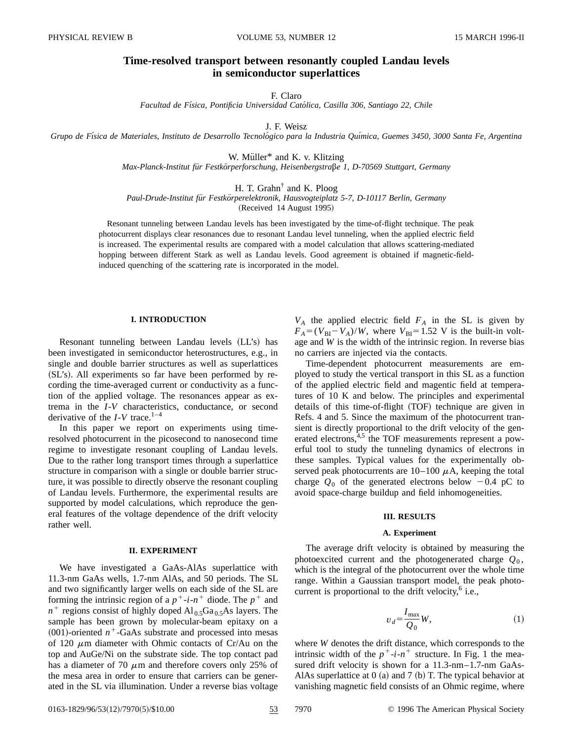# Time-resolved transport between resonantly coupled Landau levels in semiconductor superlattices

F. Claro

*Facultad de Física, Pontificia Universidad Católica, Casilla 306, Santiago 22, Chile*

J. F. Weisz

*Grupo de Física de Materiales, Instituto de Desarrollo Tecnológico para la Industria Química, Guemes 3450, 3000 Santa Fe, Argentina*

W. Müller* and K. v. Klitzing

*Max-Planck-Institut für Festkörperforschung, Heisenbergstraβe 1, D-70569 Stuttgart, Germany*

H. T. Grahn† and K. Ploog

*Paul-Drude-Institut für Festkörperelektronik, Hausvogteiplatz 5-7, D-10117 Berlin, Germany*

(Received 14 August 1995)

Resonant tunneling between Landau levels has been investigated by the time-of-flight technique. The peak photocurrent displays clear resonances due to resonant Landau level tunneling, when the applied electric field is increased. The experimental results are compared with a model calculation that allows scattering-mediated hopping between different Stark as well as Landau levels. Good agreement is obtained if magnetic-field-induced quenching of the scattering rate is incorporated in the model.

## I. INTRODUCTION

Resonant tunneling between Landau levels (LL's) has been investigated in semiconductor heterostructures, e.g., in single and double barrier structures as well as superlattices (SL's). All experiments so far have been performed by recording the time-averaged current or conductivity as a function of the applied voltage. The resonances appear as extrema in the *I-V* characteristics, conductance, or second derivative of the *I-V* trace.[1–4]

In this paper we report on experiments using time-resolved photocurrent in the picosecond to nanosecond time regime to investigate resonant coupling of Landau levels. Due to the rather long transport times through a superlattice structure in comparison with a single or double barrier structure, it was possible to directly observe the resonant coupling of Landau levels. Furthermore, the experimental results are supported by model calculations, which reproduce the general features of the voltage dependence of the drift velocity rather well.

## II. EXPERIMENT

We have investigated a GaAs-AlAs superlattice with 11.3-nm GaAs wells, 1.7-nm AlAs, and 50 periods. The SL and two significantly larger wells on each side of the SL are forming the intrinsic region of a $p^+$-$i$-$n^+$ diode. The $p^+$ and $n^+$ regions consist of highly doped $Al_{0.5}Ga_{0.5}As$ layers. The sample has been grown by molecular-beam epitaxy on a (001)-oriented $n^+$-GaAs substrate and processed into mesas of 120 $\mu$m diameter with Ohmic contacts of Cr/Au on the top and AuGe/Ni on the substrate side. The top contact pad has a diameter of 70 $\mu$m and therefore covers only 25% of the mesa area in order to ensure that carriers can be generated in the SL via illumination. Under a reverse bias voltage $V_A$ the applied electric field $F_A$ in the SL is given by $F_A=(V_{BI}-V_A)/W$, where $V_{BI}=1.52$ V is the built-in voltage and $W$ is the width of the intrinsic region. In reverse bias no carriers are injected via the contacts.

Time-dependent photocurrent measurements are employed to study the vertical transport in this SL as a function of the applied electric field and magentic field at temperatures of 10 K and below. The principles and experimental details of this time-of-flight (TOF) technique are given in Refs. 4 and 5. Since the maximum of the photocurrent transient is directly proportional to the drift velocity of the generated electrons,[4,5] the TOF measurements represent a powerful tool to study the tunneling dynamics of electrons in these samples. Typical values for the experimentally observed peak photocurrents are 10–100 $\mu$A, keeping the total charge $Q_0$ of the generated electrons below $-0.4$ pC to avoid space-charge buildup and field inhomogeneities.

## III. RESULTS

### A. Experiment

The average drift velocity is obtained by measuring the photoexcited current and the photogenerated charge $Q_0$, which is the integral of the photocurrent over the whole time range. Within a Gaussian transport model, the peak photocurrent is proportional to the drift velocity,[6] i.e.,

$$v_d=\frac{I_{\max}}{Q_0}W, \tag{1}$$

where $W$ denotes the drift distance, which corresponds to the intrinsic width of the $p^+$-$i$-$n^+$ structure. In Fig. 1 the measured drift velocity is shown for a 11.3-nm–1.7-nm GaAs-AlAs superlattice at 0 (a) and 7 (b) T. The typical behavior at vanishing magnetic field consists of an Ohmic regime, where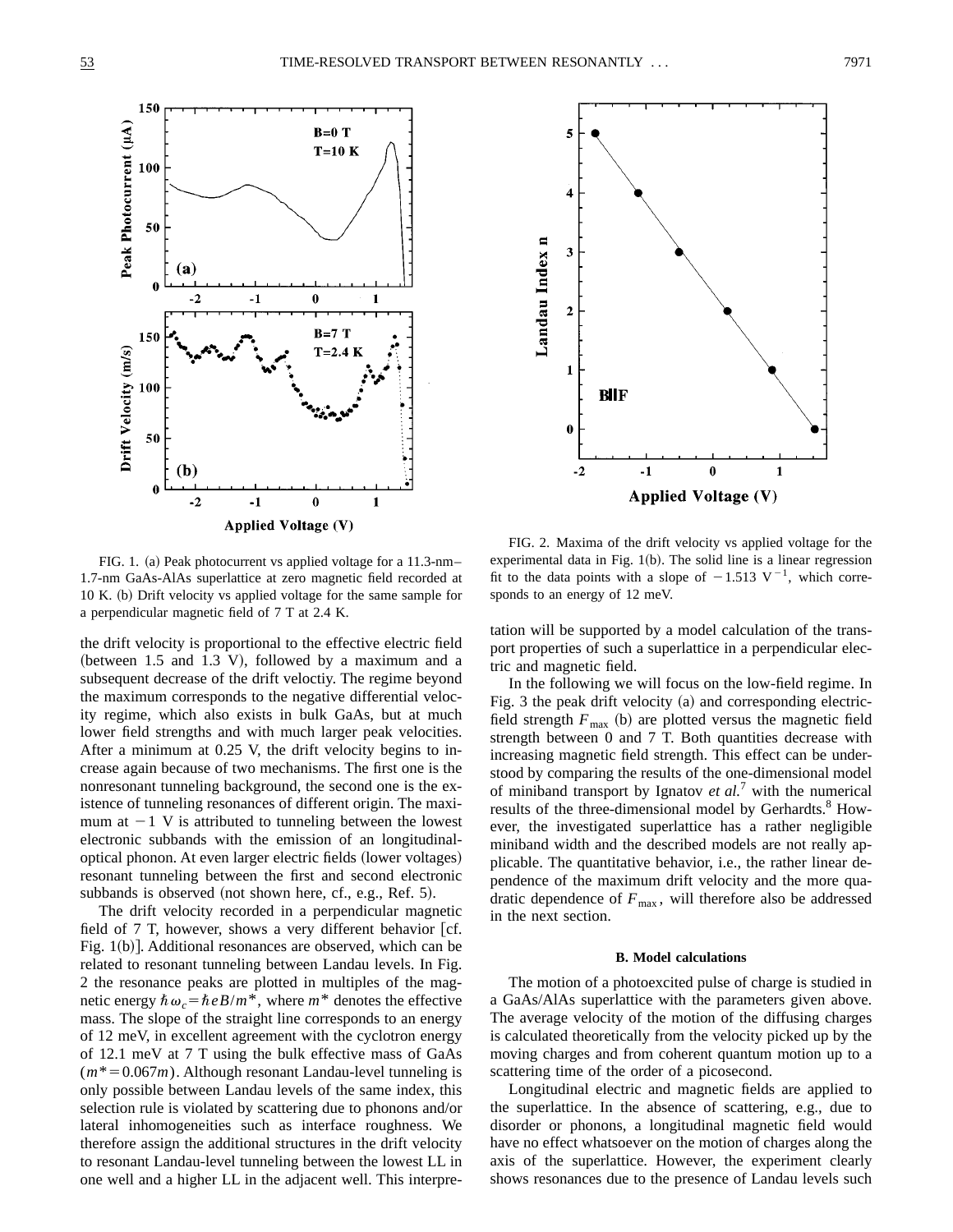FIG. 1. (a) Peak photocurrent vs applied voltage for a 11.3-nm–1.7-nm GaAs-AlAs superlattice at zero magnetic field recorded at 10 K. (b) Drift velocity vs applied voltage for the same sample for a perpendicular magnetic field of 7 T at 2.4 K.

FIG. 2. Maxima of the drift velocity vs applied voltage for the experimental data in Fig. 1(b). The solid line is a linear regression fit to the data points with a slope of $-1.513\ \mathrm{V}^{-1}$, which corresponds to an energy of 12 meV.

the drift velocity is proportional to the effective electric field (between 1.5 and 1.3 V), followed by a maximum and a subsequent decrease of the drift veloctiy. The regime beyond the maximum corresponds to the negative differential velocity regime, which also exists in bulk GaAs, but at much lower field strengths and with much larger peak velocities. After a minimum at 0.25 V, the drift velocity begins to increase again because of two mechanisms. The first one is the nonresonant tunneling background, the second one is the existence of tunneling resonances of different origin. The maximum at $-1$ V is attributed to tunneling between the lowest electronic subbands with the emission of an longitudinal-optical phonon. At even larger electric fields (lower voltages) resonant tunneling between the first and second electronic subbands is observed (not shown here, cf., e.g., Ref. 5).

The drift velocity recorded in a perpendicular magnetic field of 7 T, however, shows a very different behavior [cf. Fig. 1(b)]. Additional resonances are observed, which can be related to resonant tunneling between Landau levels. In Fig. 2 the resonance peaks are plotted in multiples of the magnetic energy $\hbar\omega_c = \hbar eB/m^*$, where $m^*$ denotes the effective mass. The slope of the straight line corresponds to an energy of 12 meV, in excellent agreement with the cyclotron energy of 12.1 meV at 7 T using the bulk effective mass of GaAs ($m^* = 0.067m$). Although resonant Landau-level tunneling is only possible between Landau levels of the same index, this selection rule is violated by scattering due to phonons and/or lateral inhomogeneities such as interface roughness. We therefore assign the additional structures in the drift velocity to resonant Landau-level tunneling between the lowest LL in one well and a higher LL in the adjacent well. This interpretation will be supported by a model calculation of the transport properties of such a superlattice in a perpendicular electric and magnetic field.

In the following we will focus on the low-field regime. In Fig. 3 the peak drift velocity (a) and corresponding electric-field strength $F_{\max}$ (b) are plotted versus the magnetic field strength between 0 and 7 T. Both quantities decrease with increasing magnetic field strength. This effect can be understood by comparing the results of the one-dimensional model of miniband transport by Ignatov *et al.*[7] with the numerical results of the three-dimensional model by Gerhardts.[8] However, the investigated superlattice has a rather negligible miniband width and the described models are not really applicable. The quantitative behavior, i.e., the rather linear dependence of the maximum drift velocity and the more quadratic dependence of $F_{\max}$, will therefore also be addressed in the next section.

### B. Model calculations

The motion of a photoexcited pulse of charge is studied in a GaAs/AlAs superlattice with the parameters given above. The average velocity of the motion of the diffusing charges is calculated theoretically from the velocity picked up by the moving charges and from coherent quantum motion up to a scattering time of the order of a picosecond.

Longitudinal electric and magnetic fields are applied to the superlattice. In the absence of scattering, e.g., due to disorder or phonons, a longitudinal magnetic field would have no effect whatsoever on the motion of charges along the axis of the superlattice. However, the experiment clearly shows resonances due to the presence of Landau levels such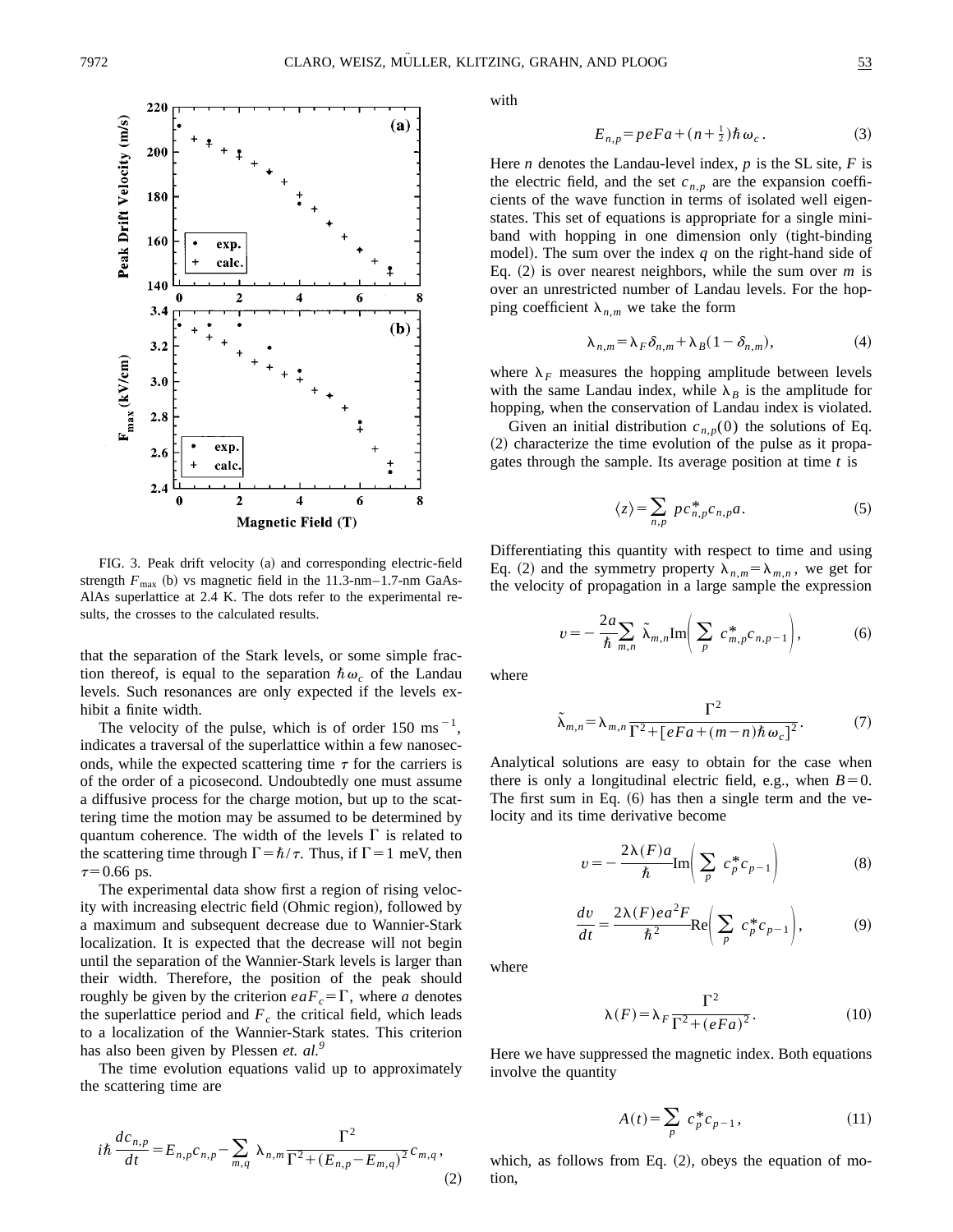FIG. 3. Peak drift velocity (a) and corresponding electric-field strength $F_{\max}$ (b) vs magnetic field in the 11.3-nm–1.7-nm GaAs-AlAs superlattice at 2.4 K. The dots refer to the experimental results, the crosses to the calculated results.

that the separation of the Stark levels, or some simple fraction thereof, is equal to the separation $\hbar\omega_c$ of the Landau levels. Such resonances are only expected if the levels exhibit a finite width.

The velocity of the pulse, which is of order 150 ms$^{-1}$, indicates a traversal of the superlattice within a few nanoseconds, while the expected scattering time $\tau$ for the carriers is of the order of a picosecond. Undoubtedly one must assume a diffusive process for the charge motion, but up to the scattering time the motion may be assumed to be determined by quantum coherence. The width of the levels $\Gamma$ is related to the scattering time through $\Gamma=\hbar/\tau$. Thus, if $\Gamma=1$ meV, then $\tau=0.66$ ps.

The experimental data show first a region of rising velocity with increasing electric field (Ohmic region), followed by a maximum and subsequent decrease due to Wannier-Stark localization. It is expected that the decrease will not begin until the separation of the Wannier-Stark levels is larger than their width. Therefore, the position of the peak should roughly be given by the criterion $eaF_c=\Gamma$, where $a$ denotes the superlattice period and $F_c$ the critical field, which leads to a localization of the Wannier-Stark states. This criterion has also been given by Plessen *et. al.*[9]

The time evolution equations valid up to approximately the scattering time are

$$i\hbar\frac{dc_{n,p}}{dt}=E_{n,p}c_{n,p}-\sum_{m,q}\lambda_{n,m}\frac{\Gamma^2}{\Gamma^2+(E_{n,p}-E_{m,q})^2}c_{m,q}, \tag{2}$$

with

$$E_{n,p}=peFa+(n+\tfrac{1}{2})\hbar\omega_c. \tag{3}$$

Here $n$ denotes the Landau-level index, $p$ is the SL site, $F$ is the electric field, and the set $c_{n,p}$ are the expansion coefficients of the wave function in terms of isolated well eigenstates. This set of equations is appropriate for a single miniband with hopping in one dimension only (tight-binding model). The sum over the index $q$ on the right-hand side of Eq. (2) is over nearest neighbors, while the sum over $m$ is over an unrestricted number of Landau levels. For the hopping coefficient $\lambda_{n,m}$ we take the form

$$\lambda_{n,m}=\lambda_F\delta_{n,m}+\lambda_B(1-\delta_{n,m}), \tag{4}$$

where $\lambda_F$ measures the hopping amplitude between levels with the same Landau index, while $\lambda_B$ is the amplitude for hopping, when the conservation of Landau index is violated.

Given an initial distribution $c_{n,p}(0)$ the solutions of Eq. (2) characterize the time evolution of the pulse as it propagates through the sample. Its average position at time $t$ is

$$\langle z\rangle=\sum_{n,p}pc^*_{n,p}c_{n,p}a. \tag{5}$$

Differentiating this quantity with respect to time and using Eq. (2) and the symmetry property $\lambda_{n,m}=\lambda_{m,n}$, we get for the velocity of propagation in a large sample the expression

$$v=-\frac{2a}{\hbar}\sum_{m,n}\tilde{\lambda}_{m,n}\mathrm{Im}\left(\sum_p c^*_{m,p}c_{n,p-1}\right), \tag{6}$$

where

$$\tilde{\lambda}_{m,n}=\lambda_{m,n}\frac{\Gamma^2}{\Gamma^2+[eFa+(m-n)\hbar\omega_c]^2}. \tag{7}$$

Analytical solutions are easy to obtain for the case when there is only a longitudinal electric field, e.g., when $B=0$. The first sum in Eq. (6) has then a single term and the velocity and its time derivative become

$$v=-\frac{2\lambda(F)a}{\hbar}\mathrm{Im}\left(\sum_p c^*_p c_{p-1}\right) \tag{8}$$

$$\frac{dv}{dt}=\frac{2\lambda(F)ea^2F}{\hbar^2}\mathrm{Re}\left(\sum_p c^*_p c_{p-1}\right), \tag{9}$$

where

$$\lambda(F)=\lambda_F\frac{\Gamma^2}{\Gamma^2+(eFa)^2}. \tag{10}$$

Here we have suppressed the magnetic index. Both equations involve the quantity

$$A(t)=\sum_p c^*_p c_{p-1}, \tag{11}$$

which, as follows from Eq. (2), obeys the equation of motion,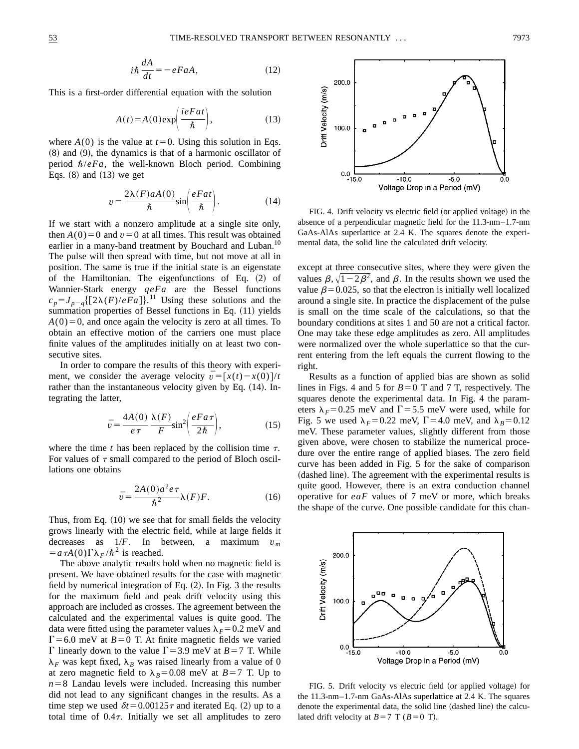$$i\hbar \frac{dA}{dt} = -eFaA, \tag{12}$$

This is a first-order differential equation with the solution

$$A(t) = A(0)\exp\left(\frac{ieFat}{\hbar}\right), \tag{13}$$

where $A(0)$ is the value at $t=0$. Using this solution in Eqs. (8) and (9), the dynamics is that of a harmonic oscillator of period $\hbar/eFa$, the well-known Bloch period. Combining Eqs. (8) and (13) we get

$$v = \frac{2\lambda(F)aA(0)}{\hbar}\sin\left(\frac{eFat}{\hbar}\right). \tag{14}$$

If we start with a nonzero amplitude at a single site only, then $A(0)=0$ and $v=0$ at all times. This result was obtained earlier in a many-band treatment by Bouchard and Luban.[10] The pulse will then spread with time, but not move at all in position. The same is true if the initial state is an eigenstate of the Hamiltonian. The eigenfunctions of Eq. (2) of Wannier-Stark energy $qeFa$ are the Bessel functions $c_p = J_{p-q}\{[2\lambda(F)/eFa]\}$.[11] Using these solutions and the summation properties of Bessel functions in Eq. (11) yields $A(0)=0$, and once again the velocity is zero at all times. To obtain an effective motion of the carriers one must place finite values of the amplitudes initially on at least two consecutive sites.

In order to compare the results of this theory with experiment, we consider the average velocity $\bar{v}=[x(t)-x(0)]/t$ rather than the instantaneous velocity given by Eq. (14). Integrating the latter,

$$\bar{v} = \frac{4A(0)}{e\tau}\frac{\lambda(F)}{F}\sin^2\left(\frac{eFa\tau}{2\hbar}\right), \tag{15}$$

where the time $t$ has been replaced by the collision time $\tau$. For values of $\tau$ small compared to the period of Bloch oscillations one obtains

$$\bar{v} = \frac{2A(0)a^2 e\tau}{\hbar^2}\lambda(F)F. \tag{16}$$

Thus, from Eq. (10) we see that for small fields the velocity grows linearly with the electric field, while at large fields it decreases as $1/F$. In between, a maximum $\overline{v_m} = a\tau A(0)\Gamma\lambda_F/\hbar^2$ is reached.

The above analytic results hold when no magnetic field is present. We have obtained results for the case with magnetic field by numerical integration of Eq. (2). In Fig. 3 the results for the maximum field and peak drift velocity using this approach are included as crosses. The agreement between the calculated and the experimental values is quite good. The data were fitted using the parameter values $\lambda_F = 0.2$ meV and $\Gamma = 6.0$ meV at $B=0$ T. At finite magnetic fields we varied $\Gamma$ linearly down to the value $\Gamma = 3.9$ meV at $B=7$ T. While $\lambda_F$ was kept fixed, $\lambda_B$ was raised linearly from a value of 0 at zero magnetic field to $\lambda_B = 0.08$ meV at $B=7$ T. Up to $n=8$ Landau levels were included. Increasing this number did not lead to any significant changes in the results. As a time step we used $\delta t = 0.00125\tau$ and iterated Eq. (2) up to a total time of $0.4\tau$. Initially we set all amplitudes to zero except at three consecutive sites, where they were given the values $\beta, \sqrt{1-2\beta^2}$, and $\beta$. In the results shown we used the value $\beta = 0.025$, so that the electron is initially well localized around a single site. In practice the displacement of the pulse is small on the time scale of the calculations, so that the boundary conditions at sites 1 and 50 are not a critical factor. One may take these edge amplitudes as zero. All amplitudes were normalized over the whole superlattice so that the current entering from the left equals the current flowing to the right.

FIG. 4. Drift velocity vs electric field (or applied voltage) in the absence of a perpendicular magnetic field for the 11.3-nm–1.7-nm GaAs-AlAs superlattice at 2.4 K. The squares denote the experimental data, the solid line the calculated drift velocity.

Results as a function of applied bias are shown as solid lines in Figs. 4 and 5 for $B=0$ T and 7 T, respectively. The squares denote the experimental data. In Fig. 4 the parameters $\lambda_F = 0.25$ meV and $\Gamma = 5.5$ meV were used, while for Fig. 5 we used $\lambda_F = 0.22$ meV, $\Gamma = 4.0$ meV, and $\lambda_B = 0.12$ meV. These parameter values, slightly different from those given above, were chosen to stabilize the numerical procedure over the entire range of applied biases. The zero field curve has been added in Fig. 5 for the sake of comparison (dashed line). The agreement with the experimental results is quite good. However, there is an extra conduction channel operative for $eaF$ values of 7 meV or more, which breaks the shape of the curve. One possible candidate for this chan-

FIG. 5. Drift velocity vs electric field (or applied voltage) for the 11.3-nm–1.7-nm GaAs-AlAs superlattice at 2.4 K. The squares denote the experimental data, the solid line (dashed line) the calculated drift velocity at $B=7$ T ($B=0$ T).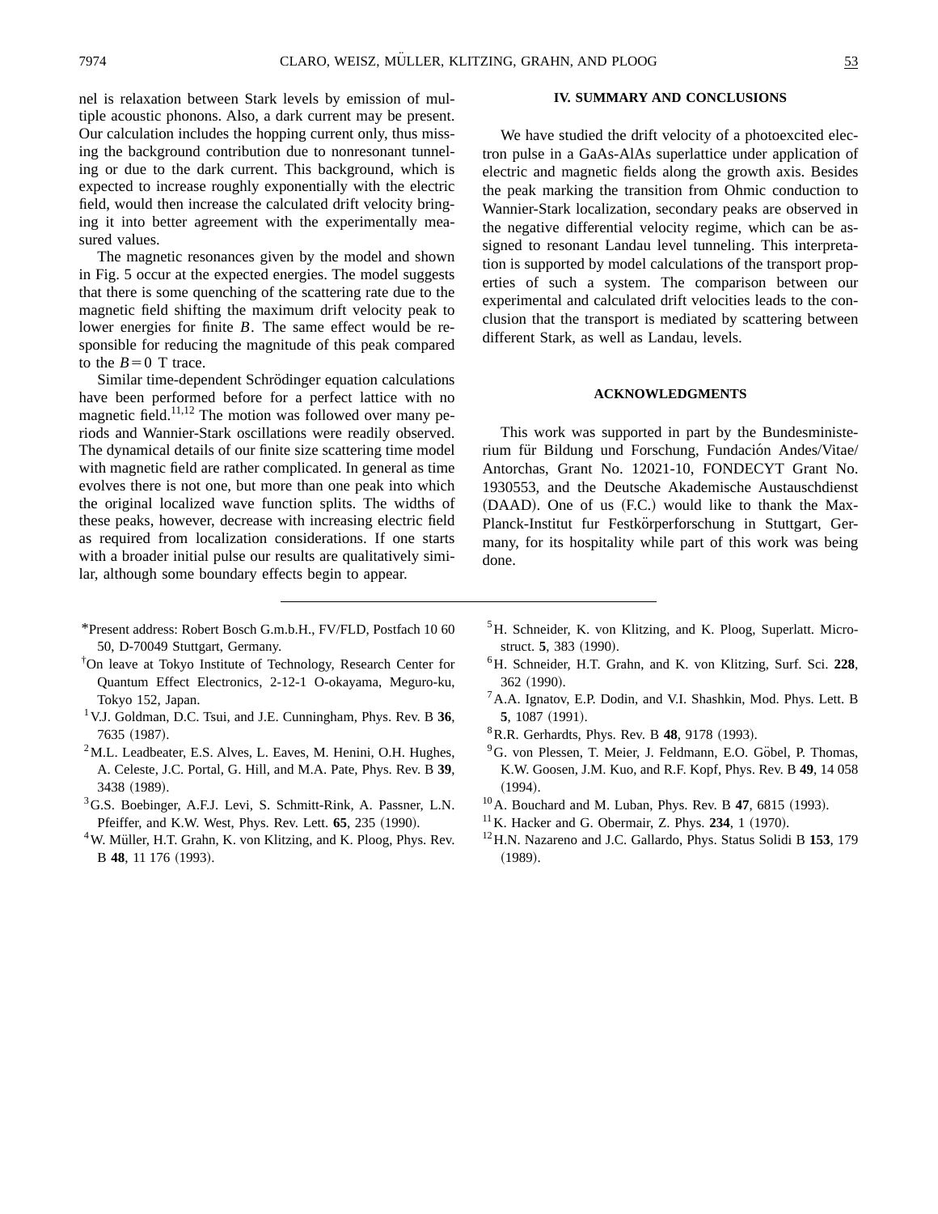nel is relaxation between Stark levels by emission of multiple acoustic phonons. Also, a dark current may be present. Our calculation includes the hopping current only, thus missing the background contribution due to nonresonant tunneling or due to the dark current. This background, which is expected to increase roughly exponentially with the electric field, would then increase the calculated drift velocity bringing it into better agreement with the experimentally measured values.

The magnetic resonances given by the model and shown in Fig. 5 occur at the expected energies. The model suggests that there is some quenching of the scattering rate due to the magnetic field shifting the maximum drift velocity peak to lower energies for finite $B$. The same effect would be responsible for reducing the magnitude of this peak compared to the $B=0$ T trace.

Similar time-dependent Schrödinger equation calculations have been performed before for a perfect lattice with no magnetic field.[11,12] The motion was followed over many periods and Wannier-Stark oscillations were readily observed. The dynamical details of our finite size scattering time model with magnetic field are rather complicated. In general as time evolves there is not one, but more than one peak into which the original localized wave function splits. The widths of these peaks, however, decrease with increasing electric field as required from localization considerations. If one starts with a broader initial pulse our results are qualitatively similar, although some boundary effects begin to appear.

## IV. SUMMARY AND CONCLUSIONS

We have studied the drift velocity of a photoexcited electron pulse in a GaAs-AlAs superlattice under application of electric and magnetic fields along the growth axis. Besides the peak marking the transition from Ohmic conduction to Wannier-Stark localization, secondary peaks are observed in the negative differential velocity regime, which can be assigned to resonant Landau level tunneling. This interpretation is supported by model calculations of the transport properties of such a system. The comparison between our experimental and calculated drift velocities leads to the conclusion that the transport is mediated by scattering between different Stark, as well as Landau, levels.

## ACKNOWLEDGMENTS

This work was supported in part by the Bundesministerium für Bildung und Forschung, Fundación Andes/Vitae/Antorchas, Grant No. 12021-10, FONDECYT Grant No. 1930553, and the Deutsche Akademische Austauschdienst (DAAD). One of us (F.C.) would like to thank the Max-Planck-Institut fur Festkörperforschung in Stuttgart, Germany, for its hospitality while part of this work was being done.

---

*Present address: Robert Bosch G.m.b.H., FV/FLD, Postfach 10 60 50, D-70049 Stuttgart, Germany.

†On leave at Tokyo Institute of Technology, Research Center for Quantum Effect Electronics, 2-12-1 O-okayama, Meguro-ku, Tokyo 152, Japan.

[1] V.J. Goldman, D.C. Tsui, and J.E. Cunningham, Phys. Rev. B **36**, 7635 (1987).

[2] M.L. Leadbeater, E.S. Alves, L. Eaves, M. Henini, O.H. Hughes, A. Celeste, J.C. Portal, G. Hill, and M.A. Pate, Phys. Rev. B **39**, 3438 (1989).

[3] G.S. Boebinger, A.F.J. Levi, S. Schmitt-Rink, A. Passner, L.N. Pfeiffer, and K.W. West, Phys. Rev. Lett. **65**, 235 (1990).

[4] W. Müller, H.T. Grahn, K. von Klitzing, and K. Ploog, Phys. Rev. B **48**, 11 176 (1993).

[5] H. Schneider, K. von Klitzing, and K. Ploog, Superlatt. Microstruct. **5**, 383 (1990).

[6] H. Schneider, H.T. Grahn, and K. von Klitzing, Surf. Sci. **228**, 362 (1990).

[7] A.A. Ignatov, E.P. Dodin, and V.I. Shashkin, Mod. Phys. Lett. B **5**, 1087 (1991).

[8] R.R. Gerhardts, Phys. Rev. B **48**, 9178 (1993).

[9] G. von Plessen, T. Meier, J. Feldmann, E.O. Göbel, P. Thomas, K.W. Goosen, J.M. Kuo, and R.F. Kopf, Phys. Rev. B **49**, 14 058 (1994).

[10] A. Bouchard and M. Luban, Phys. Rev. B **47**, 6815 (1993).

[11] K. Hacker and G. Obermair, Z. Phys. **234**, 1 (1970).

[12] H.N. Nazareno and J.C. Gallardo, Phys. Status Solidi B **153**, 179 (1989).